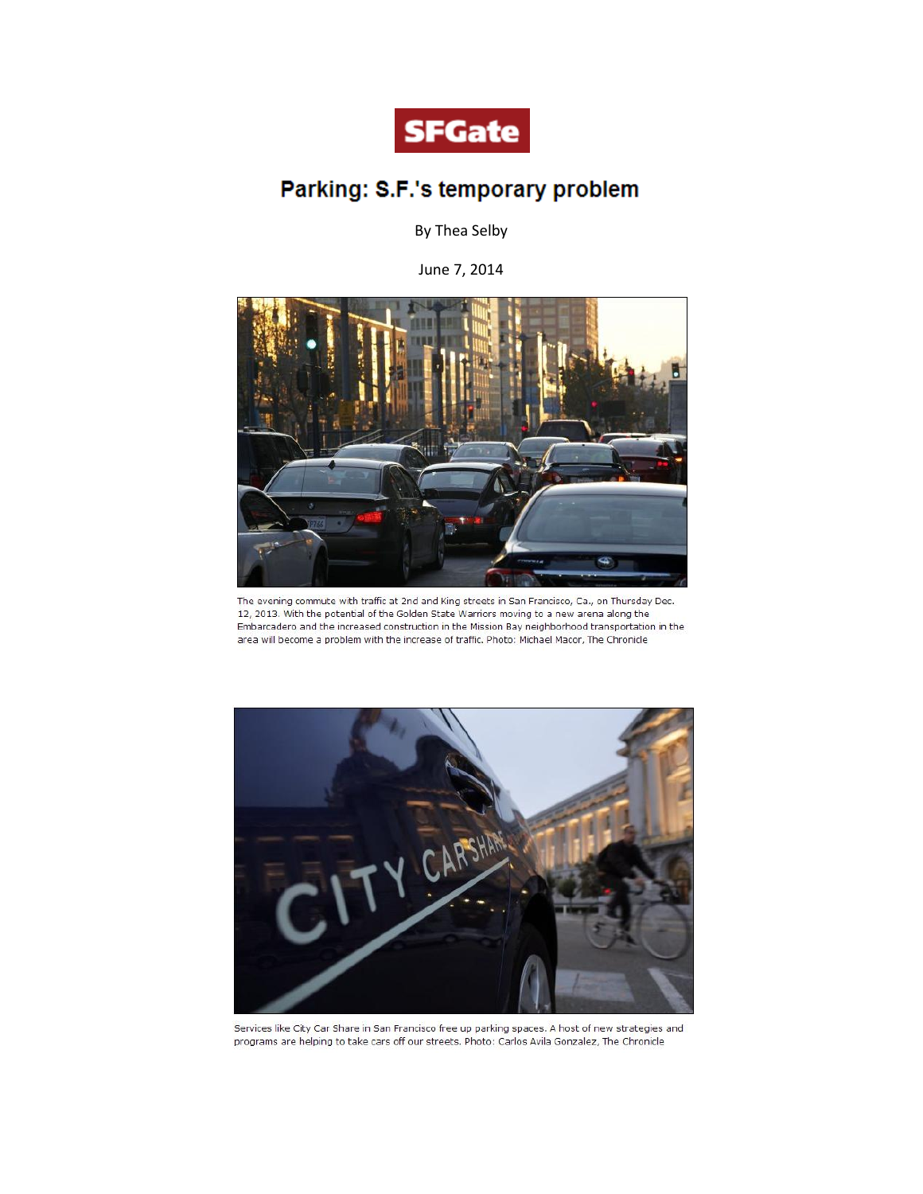SFGate

# Parking: S.F.'s temporary problem

By Thea Selby

June 7, 2014

The evening commute with traffic at 2nd and King streets in San Francisco, Ca., on Thursday Dec. 12, 2013. With the potential of the Golden State Warriors moving to a new arena along the Embarcadero and the increased construction in the Mission Bay neighborhood transportation in the area will become a problem with the increase of traffic. Photo: Michael Macor, The Chronicle

Services like City Car Share in San Francisco free up parking spaces. A host of new strategies and programs are helping to take cars off our streets. Photo: Carlos Avila Gonzalez, The Chronicle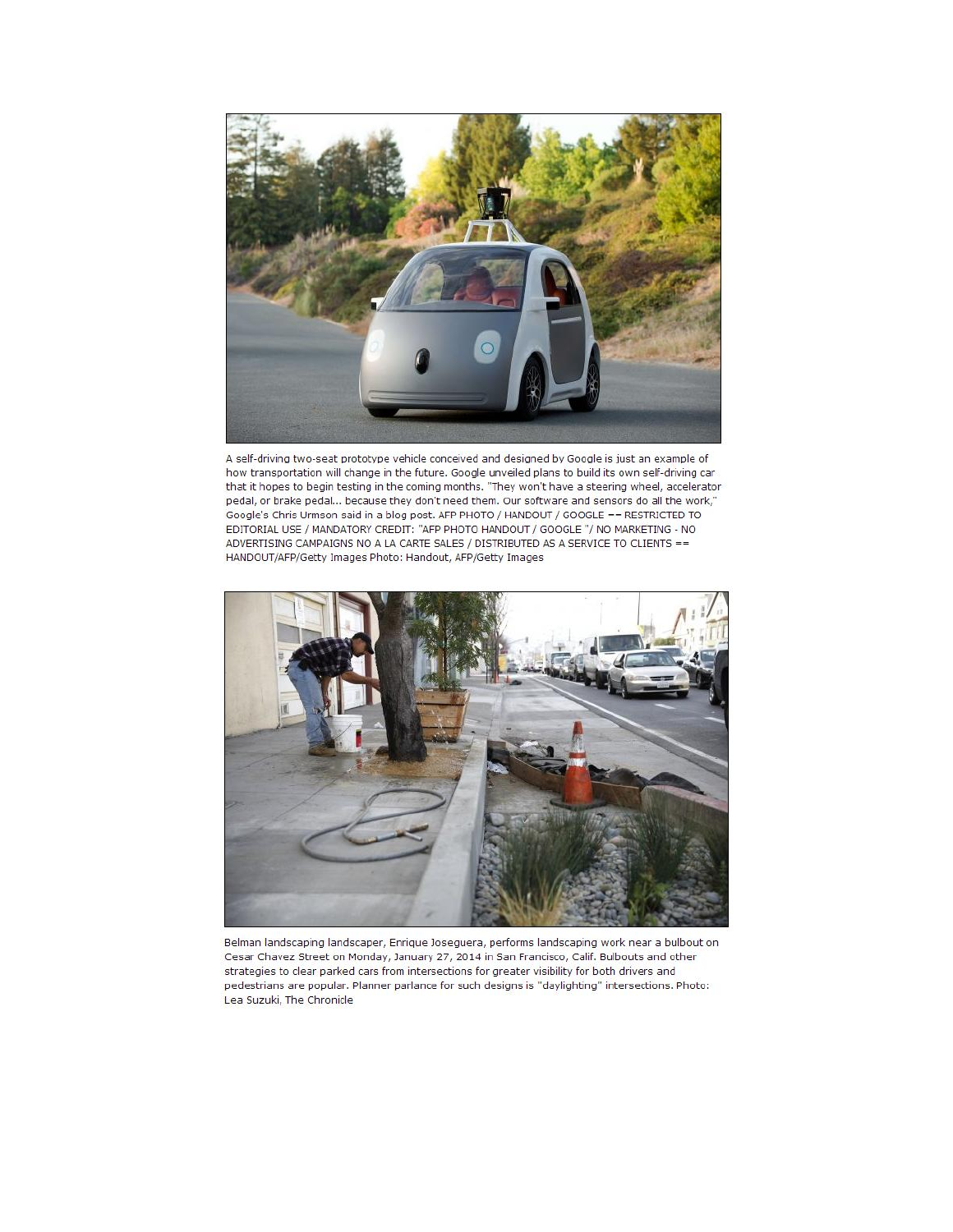A self-driving two-seat prototype vehicle conceived and designed by Google is just an example of how transportation will change in the future. Google unveiled plans to build its own self-driving car that it hopes to begin testing in the coming months. "They won't have a steering wheel, accelerator pedal, or brake pedal... because they don't need them. Our software and sensors do all the work," Google's Chris Urmson said in a blog post. AFP PHOTO / HANDOUT / GOOGLE == RESTRICTED TO EDITORIAL USE / MANDATORY CREDIT: "AFP PHOTO HANDOUT / GOOGLE "/ NO MARKETING - NO ADVERTISING CAMPAIGNS NO A LA CARTE SALES / DISTRIBUTED AS A SERVICE TO CLIENTS == HANDOUT/AFP/Getty Images Photo: Handout, AFP/Getty Images

Belman landscaping landscaper, Enrique Joseguera, performs landscaping work near a bulbout on Cesar Chavez Street on Monday, January 27, 2014 in San Francisco, Calif. Bulbouts and other strategies to clear parked cars from intersections for greater visibility for both drivers and pedestrians are popular. Planner parlance for such designs is "daylighting" intersections. Photo: Lea Suzuki, The Chronicle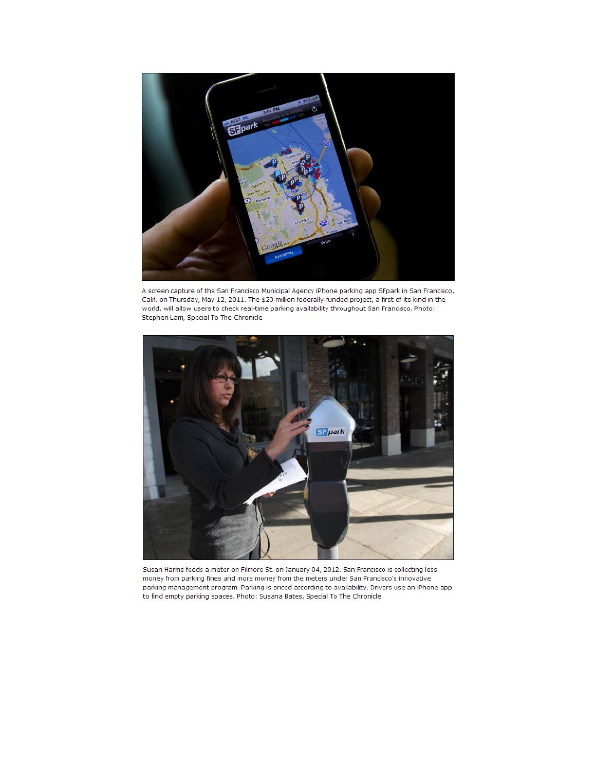A screen capture of the San Francisco Municipal Agency iPhone parking app SFpark in San Francisco, Calif. on Thursday, May 12, 2011. The $20 million federally-funded project, a first of its kind in the world, will allow users to check real-time parking availability throughout San Francisco. Photo: Stephen Lam, Special To The Chronicle

Susan Harms feeds a meter on Filmore St. on January 04, 2012. San Francisco is collecting less money from parking fines and more money from the meters under San Francisco's innovative parking management program. Parking is priced according to availability. Drivers use an iPhone app to find empty parking spaces. Photo: Susana Bates, Special To The Chronicle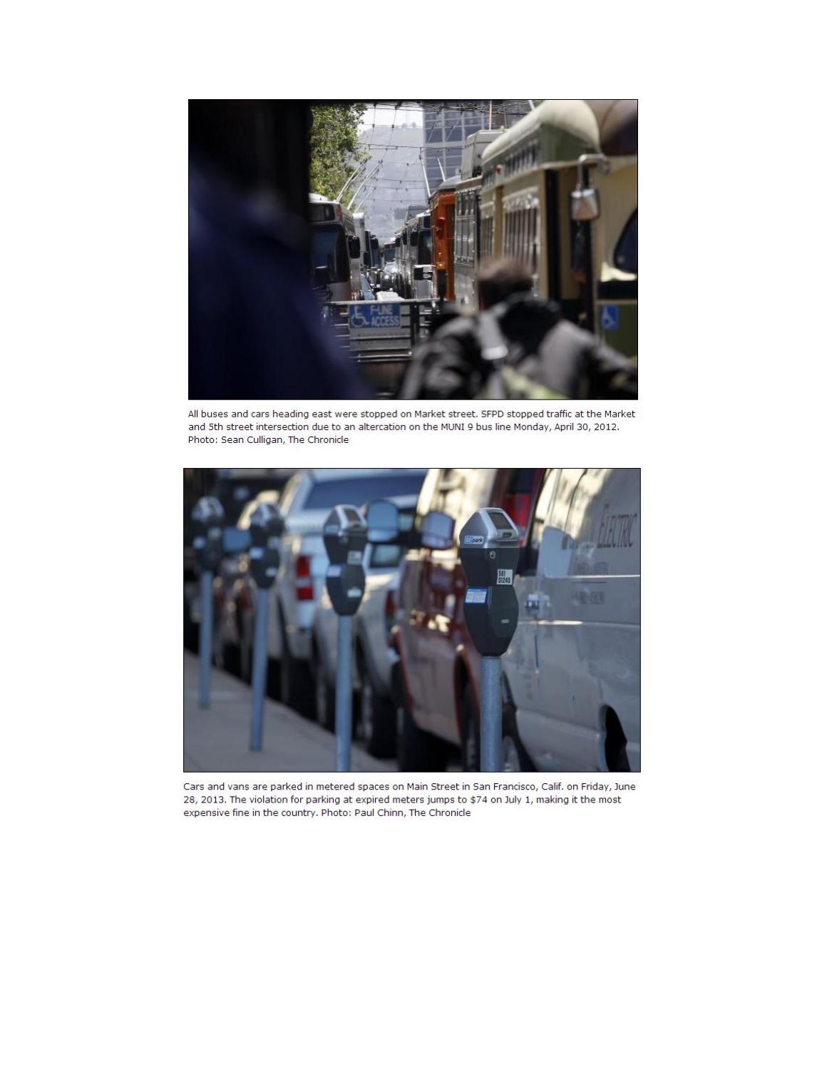All buses and cars heading east were stopped on Market street. SFPD stopped traffic at the Market and 5th street intersection due to an altercation on the MUNI 9 bus line Monday, April 30, 2012. Photo: Sean Culligan, The Chronicle

Cars and vans are parked in metered spaces on Main Street in San Francisco, Calif. on Friday, June 28, 2013. The violation for parking at expired meters jumps to $74 on July 1, making it the most expensive fine in the country. Photo: Paul Chinn, The Chronicle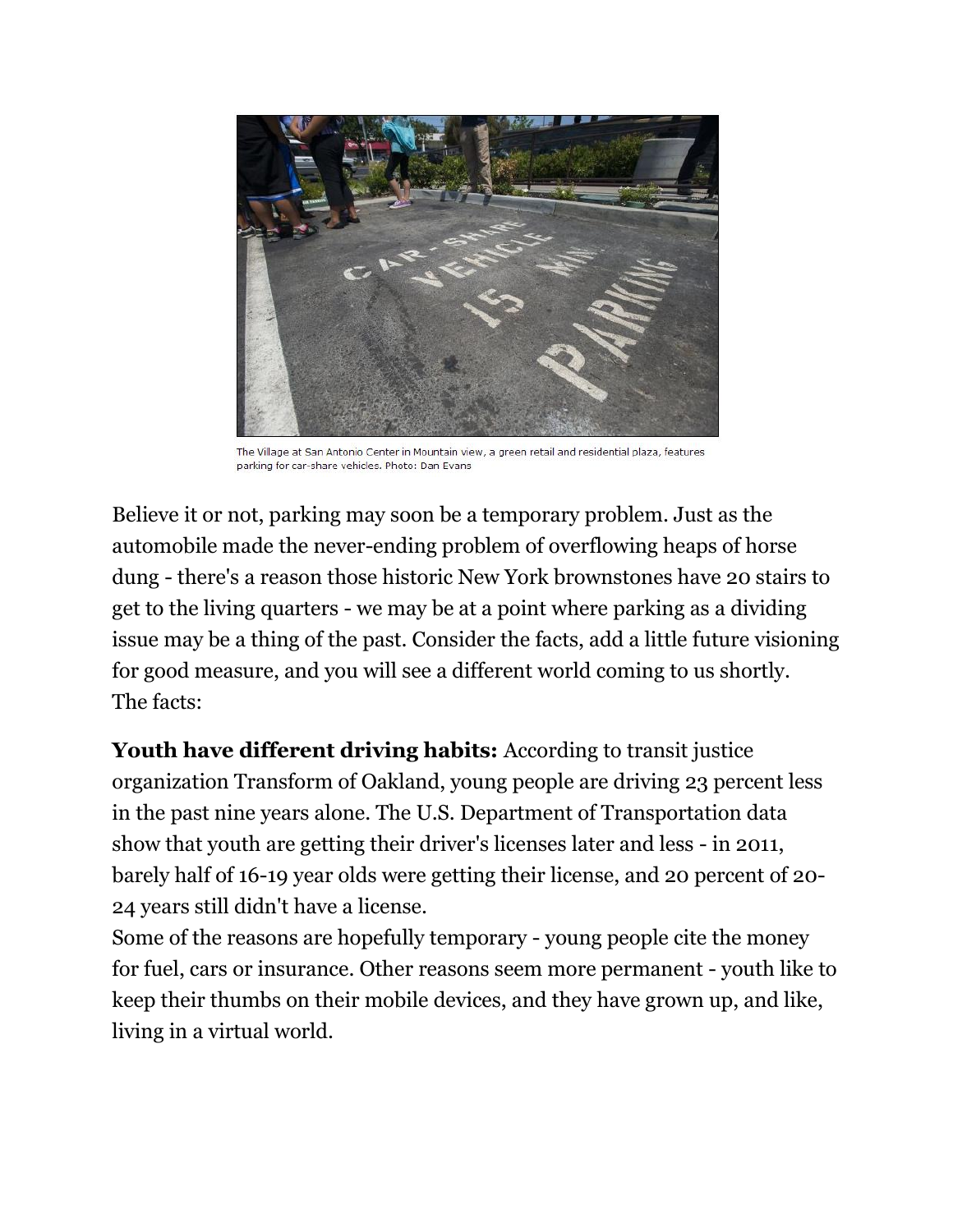The Village at San Antonio Center in Mountain view, a green retail and residential plaza, features parking for car-share vehicles. Photo: Dan Evans

Believe it or not, parking may soon be a temporary problem. Just as the automobile made the never-ending problem of overflowing heaps of horse dung - there's a reason those historic New York brownstones have 20 stairs to get to the living quarters - we may be at a point where parking as a dividing issue may be a thing of the past. Consider the facts, add a little future visioning for good measure, and you will see a different world coming to us shortly.
The facts:

**Youth have different driving habits:** According to transit justice organization Transform of Oakland, young people are driving 23 percent less in the past nine years alone. The U.S. Department of Transportation data show that youth are getting their driver's licenses later and less - in 2011, barely half of 16-19 year olds were getting their license, and 20 percent of 20-24 years still didn't have a license.
Some of the reasons are hopefully temporary - young people cite the money for fuel, cars or insurance. Other reasons seem more permanent - youth like to keep their thumbs on their mobile devices, and they have grown up, and like, living in a virtual world.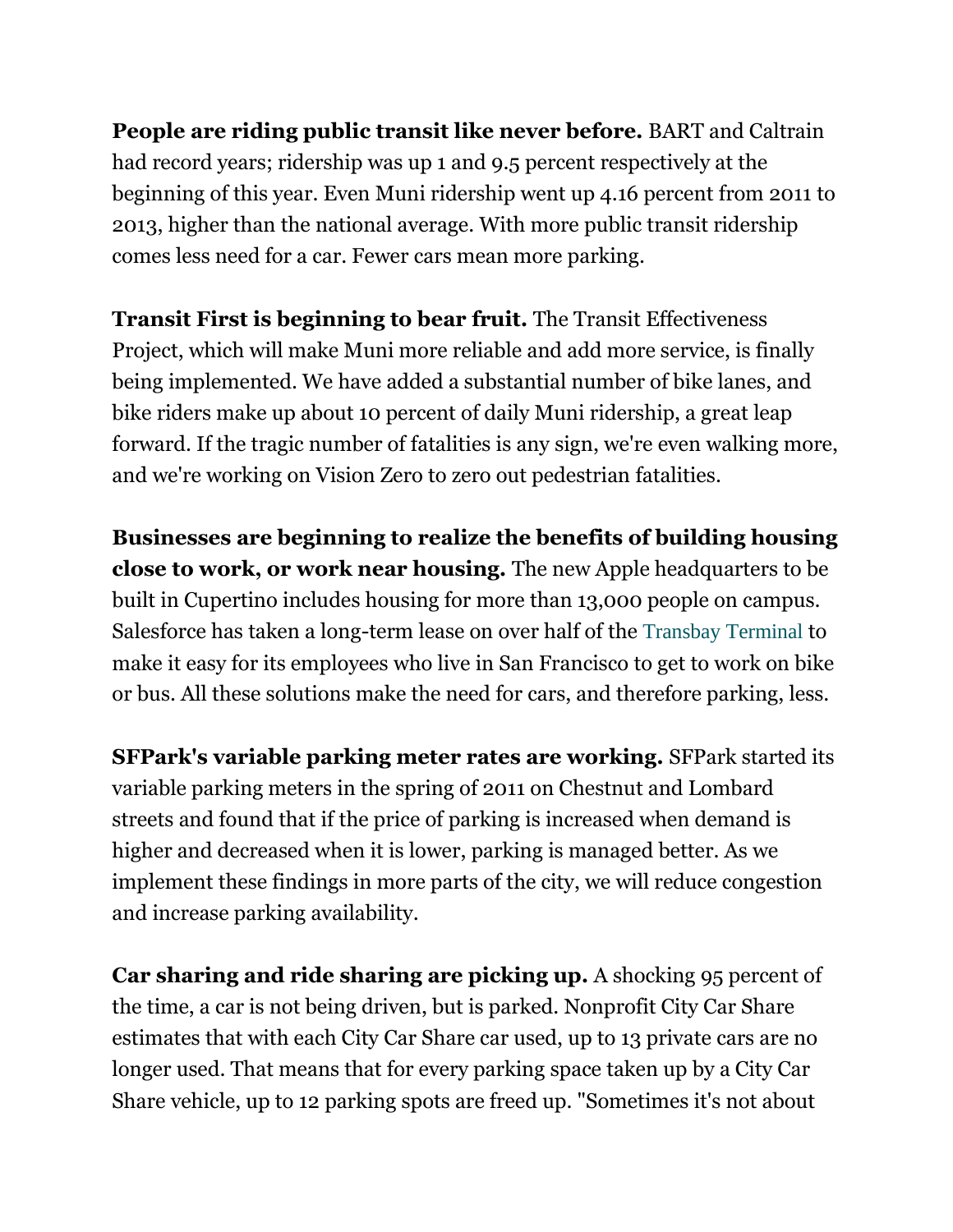**People are riding public transit like never before.** BART and Caltrain had record years; ridership was up 1 and 9.5 percent respectively at the beginning of this year. Even Muni ridership went up 4.16 percent from 2011 to 2013, higher than the national average. With more public transit ridership comes less need for a car. Fewer cars mean more parking.

**Transit First is beginning to bear fruit.** The Transit Effectiveness Project, which will make Muni more reliable and add more service, is finally being implemented. We have added a substantial number of bike lanes, and bike riders make up about 10 percent of daily Muni ridership, a great leap forward. If the tragic number of fatalities is any sign, we're even walking more, and we're working on Vision Zero to zero out pedestrian fatalities.

**Businesses are beginning to realize the benefits of building housing close to work, or work near housing.** The new Apple headquarters to be built in Cupertino includes housing for more than 13,000 people on campus. Salesforce has taken a long-term lease on over half of the Transbay Terminal to make it easy for its employees who live in San Francisco to get to work on bike or bus. All these solutions make the need for cars, and therefore parking, less.

**SFPark's variable parking meter rates are working.** SFPark started its variable parking meters in the spring of 2011 on Chestnut and Lombard streets and found that if the price of parking is increased when demand is higher and decreased when it is lower, parking is managed better. As we implement these findings in more parts of the city, we will reduce congestion and increase parking availability.

**Car sharing and ride sharing are picking up.** A shocking 95 percent of the time, a car is not being driven, but is parked. Nonprofit City Car Share estimates that with each City Car Share car used, up to 13 private cars are no longer used. That means that for every parking space taken up by a City Car Share vehicle, up to 12 parking spots are freed up. "Sometimes it's not about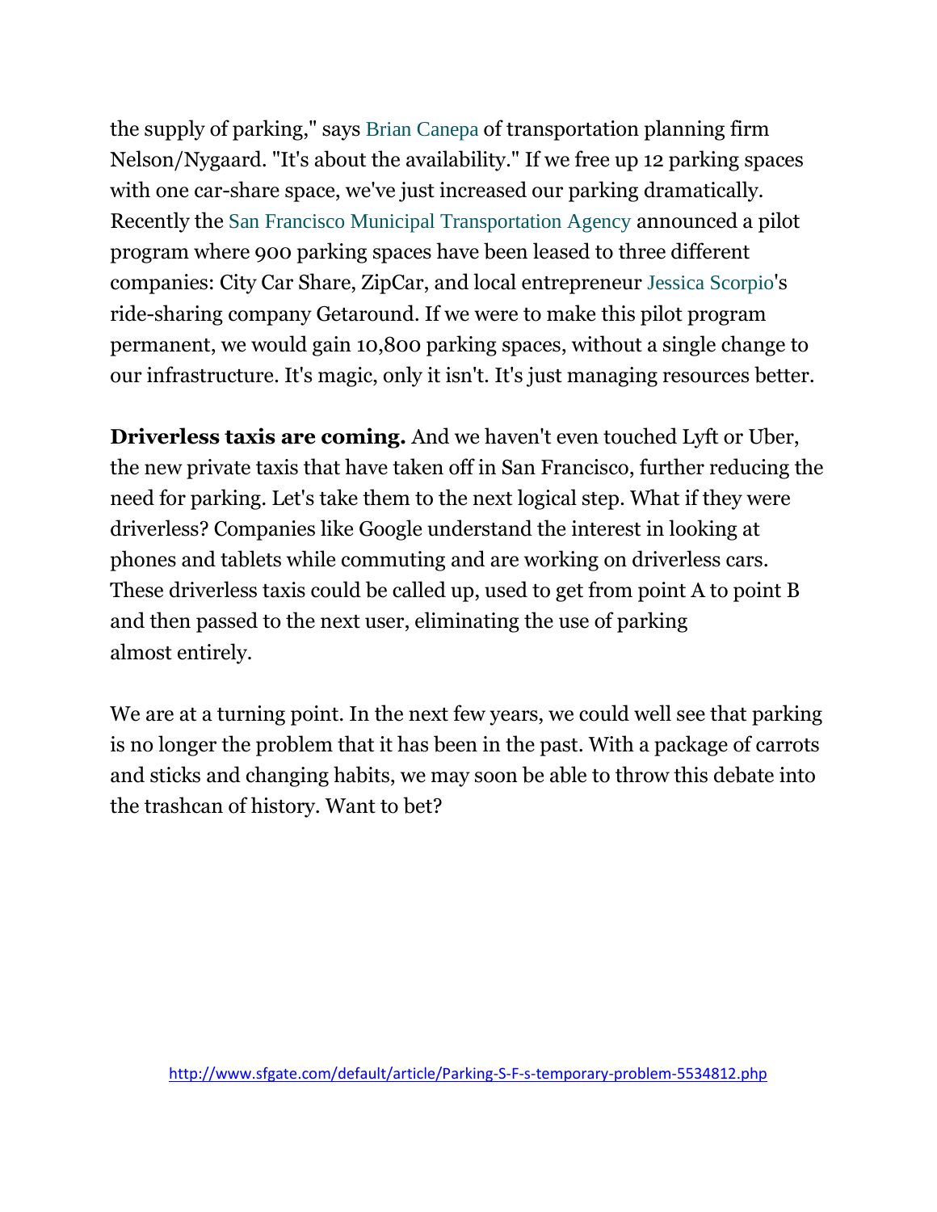the supply of parking," says Brian Canepa of transportation planning firm Nelson/Nygaard. "It's about the availability." If we free up 12 parking spaces with one car-share space, we've just increased our parking dramatically. Recently the San Francisco Municipal Transportation Agency announced a pilot program where 900 parking spaces have been leased to three different companies: City Car Share, ZipCar, and local entrepreneur Jessica Scorpio's ride-sharing company Getaround. If we were to make this pilot program permanent, we would gain 10,800 parking spaces, without a single change to our infrastructure. It's magic, only it isn't. It's just managing resources better.

**Driverless taxis are coming.** And we haven't even touched Lyft or Uber, the new private taxis that have taken off in San Francisco, further reducing the need for parking. Let's take them to the next logical step. What if they were driverless? Companies like Google understand the interest in looking at phones and tablets while commuting and are working on driverless cars. These driverless taxis could be called up, used to get from point A to point B and then passed to the next user, eliminating the use of parking almost entirely.

We are at a turning point. In the next few years, we could well see that parking is no longer the problem that it has been in the past. With a package of carrots and sticks and changing habits, we may soon be able to throw this debate into the trashcan of history. Want to bet?

http://www.sfgate.com/default/article/Parking-S-F-s-temporary-problem-5534812.php